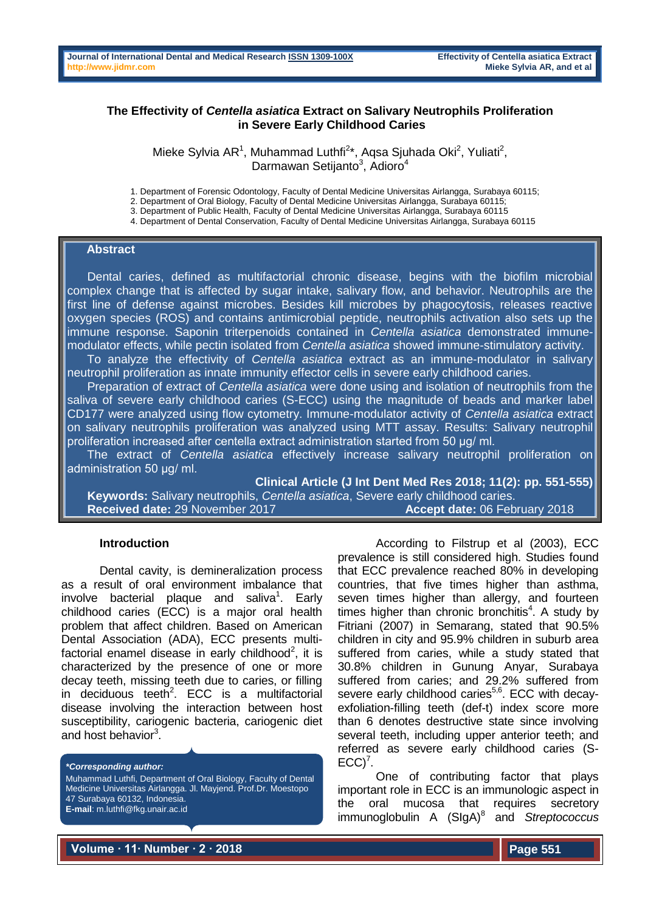# The Effectivity of *Centella asiatica* Extract on Salivary Neutrophils Proliferation in Severe Early Childhood Caries

Mieke Sylvia AR[1], Muhammad Luthfi[2]*, Aqsa Sjuhada Oki[2], Yuliati[2], Darmawan Setijanto[3], Adioro[4]

1. Department of Forensic Odontology, Faculty of Dental Medicine Universitas Airlangga, Surabaya 60115;
2. Department of Oral Biology, Faculty of Dental Medicine Universitas Airlangga, Surabaya 60115;
3. Department of Public Health, Faculty of Dental Medicine Universitas Airlangga, Surabaya 60115
4. Department of Dental Conservation, Faculty of Dental Medicine Universitas Airlangga, Surabaya 60115

## Abstract

Dental caries, defined as multifactorial chronic disease, begins with the biofilm microbial complex change that is affected by sugar intake, salivary flow, and behavior. Neutrophils are the first line of defense against microbes. Besides kill microbes by phagocytosis, releases reactive oxygen species (ROS) and contains antimicrobial peptide, neutrophils activation also sets up the immune response. Saponin triterpenoids contained in *Centella asiatica* demonstrated immune-modulator effects, while pectin isolated from *Centella asiatica* showed immune-stimulatory activity.

To analyze the effectivity of *Centella asiatica* extract as an immune-modulator in salivary neutrophil proliferation as innate immunity effector cells in severe early childhood caries.

Preparation of extract of *Centella asiatica* were done using and isolation of neutrophils from the saliva of severe early childhood caries (S-ECC) using the magnitude of beads and marker label CD177 were analyzed using flow cytometry. Immune-modulator activity of *Centella asiatica* extract on salivary neutrophils proliferation was analyzed using MTT assay. Results: Salivary neutrophil proliferation increased after centella extract administration started from 50 µg/ ml.

The extract of *Centella asiatica* effectively increase salivary neutrophil proliferation on administration 50 µg/ ml.

**Clinical Article (J Int Dent Med Res 2018; 11(2): pp. 551-555)**

**Keywords:** Salivary neutrophils, *Centella asiatica*, Severe early childhood caries.

**Received date:** 29 November 2017 **Accept date:** 06 February 2018

## Introduction

Dental cavity, is demineralization process as a result of oral environment imbalance that involve bacterial plaque and saliva[1]. Early childhood caries (ECC) is a major oral health problem that affect children. Based on American Dental Association (ADA), ECC presents multi-factorial enamel disease in early childhood[2], it is characterized by the presence of one or more decay teeth, missing teeth due to caries, or filling in deciduous teeth[2]. ECC is a multifactorial disease involving the interaction between host susceptibility, cariogenic bacteria, cariogenic diet and host behavior[3].

According to Filstrup et al (2003), ECC prevalence is still considered high. Studies found that ECC prevalence reached 80% in developing countries, that five times higher than asthma, seven times higher than allergy, and fourteen times higher than chronic bronchitis[4]. A study by Fitriani (2007) in Semarang, stated that 90.5% children in city and 95.9% children in suburb area suffered from caries, while a study stated that 30.8% children in Gunung Anyar, Surabaya suffered from caries; and 29.2% suffered from severe early childhood caries[5,6]. ECC with decay-exfoliation-filling teeth (def-t) index score more than 6 denotes destructive state since involving several teeth, including upper anterior teeth; and referred as severe early childhood caries (S-ECC)[7].

One of contributing factor that plays important role in ECC is an immunologic aspect in the oral mucosa that requires secretory immunoglobulin A (SIgA)[8] and *Streptococcus*

***Corresponding author:***
Muhammad Luthfi, Department of Oral Biology, Faculty of Dental Medicine Universitas Airlangga. Jl. Mayjend. Prof.Dr. Moestopo 47 Surabaya 60132, Indonesia.
**E-mail**: m.luthfi@fkg.unair.ac.id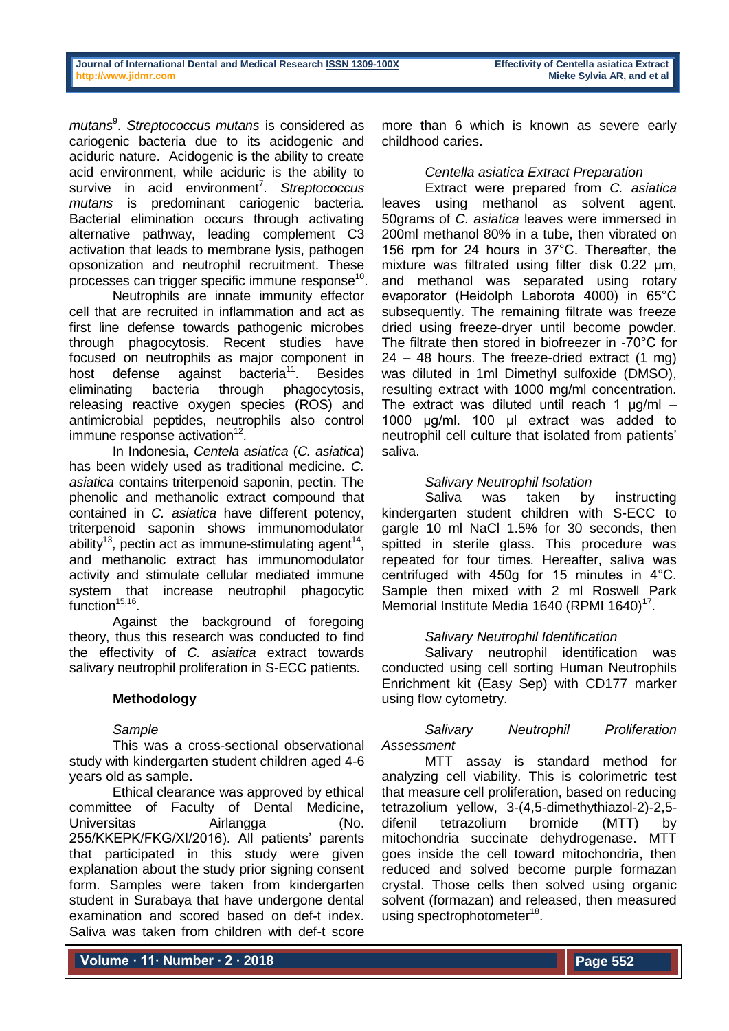*mutans*[9]. *Streptococcus mutans* is considered as cariogenic bacteria due to its acidogenic and aciduric nature. Acidogenic is the ability to create acid environment, while aciduric is the ability to survive in acid environment[7]. *Streptococcus mutans* is predominant cariogenic bacteria. Bacterial elimination occurs through activating alternative pathway, leading complement C3 activation that leads to membrane lysis, pathogen opsonization and neutrophil recruitment. These processes can trigger specific immune response[10].

Neutrophils are innate immunity effector cell that are recruited in inflammation and act as first line defense towards pathogenic microbes through phagocytosis. Recent studies have focused on neutrophils as major component in host defense against bacteria[11]. Besides eliminating bacteria through phagocytosis, releasing reactive oxygen species (ROS) and antimicrobial peptides, neutrophils also control immune response activation[12].

In Indonesia, *Centela asiatica* (*C. asiatica*) has been widely used as traditional medicine. *C. asiatica* contains triterpenoid saponin, pectin. The phenolic and methanolic extract compound that contained in *C. asiatica* have different potency, triterpenoid saponin shows immunomodulator ability[13], pectin act as immune-stimulating agent[14], and methanolic extract has immunomodulator activity and stimulate cellular mediated immune system that increase neutrophil phagocytic function[15,16].

Against the background of foregoing theory, thus this research was conducted to find the effectivity of *C. asiatica* extract towards salivary neutrophil proliferation in S-ECC patients.

## Methodology

### *Sample*

This was a cross-sectional observational study with kindergarten student children aged 4-6 years old as sample.

Ethical clearance was approved by ethical committee of Faculty of Dental Medicine, Universitas Airlangga (No. 255/KKEPK/FKG/XI/2016). All patients' parents that participated in this study were given explanation about the study prior signing consent form. Samples were taken from kindergarten student in Surabaya that have undergone dental examination and scored based on def-t index. Saliva was taken from children with def-t score more than 6 which is known as severe early childhood caries.

### *Centella asiatica Extract Preparation*

Extract were prepared from *C. asiatica* leaves using methanol as solvent agent. 50grams of *C. asiatica* leaves were immersed in 200ml methanol 80% in a tube, then vibrated on 156 rpm for 24 hours in 37°C. Thereafter, the mixture was filtrated using filter disk 0.22 µm, and methanol was separated using rotary evaporator (Heidolph Laborota 4000) in 65°C subsequently. The remaining filtrate was freeze dried using freeze-dryer until become powder. The filtrate then stored in biofreezer in -70°C for 24 – 48 hours. The freeze-dried extract (1 mg) was diluted in 1ml Dimethyl sulfoxide (DMSO), resulting extract with 1000 mg/ml concentration. The extract was diluted until reach 1 µg/ml – 1000 µg/ml. 100 µl extract was added to neutrophil cell culture that isolated from patients' saliva.

### *Salivary Neutrophil Isolation*

Saliva was taken by instructing kindergarten student children with S-ECC to gargle 10 ml NaCl 1.5% for 30 seconds, then spitted in sterile glass. This procedure was repeated for four times. Hereafter, saliva was centrifuged with 450g for 15 minutes in 4°C. Sample then mixed with 2 ml Roswell Park Memorial Institute Media 1640 (RPMI 1640)[17].

### *Salivary Neutrophil Identification*

Salivary neutrophil identification was conducted using cell sorting Human Neutrophils Enrichment kit (Easy Sep) with CD177 marker using flow cytometry.

### *Salivary Neutrophil Proliferation Assessment*

MTT assay is standard method for analyzing cell viability. This is colorimetric test that measure cell proliferation, based on reducing tetrazolium yellow, 3-(4,5-dimethythiazol-2)-2,5-difenil tetrazolium bromide (MTT) by mitochondria succinate dehydrogenase. MTT goes inside the cell toward mitochondria, then reduced and solved become purple formazan crystal. Those cells then solved using organic solvent (formazan) and released, then measured using spectrophotometer[18].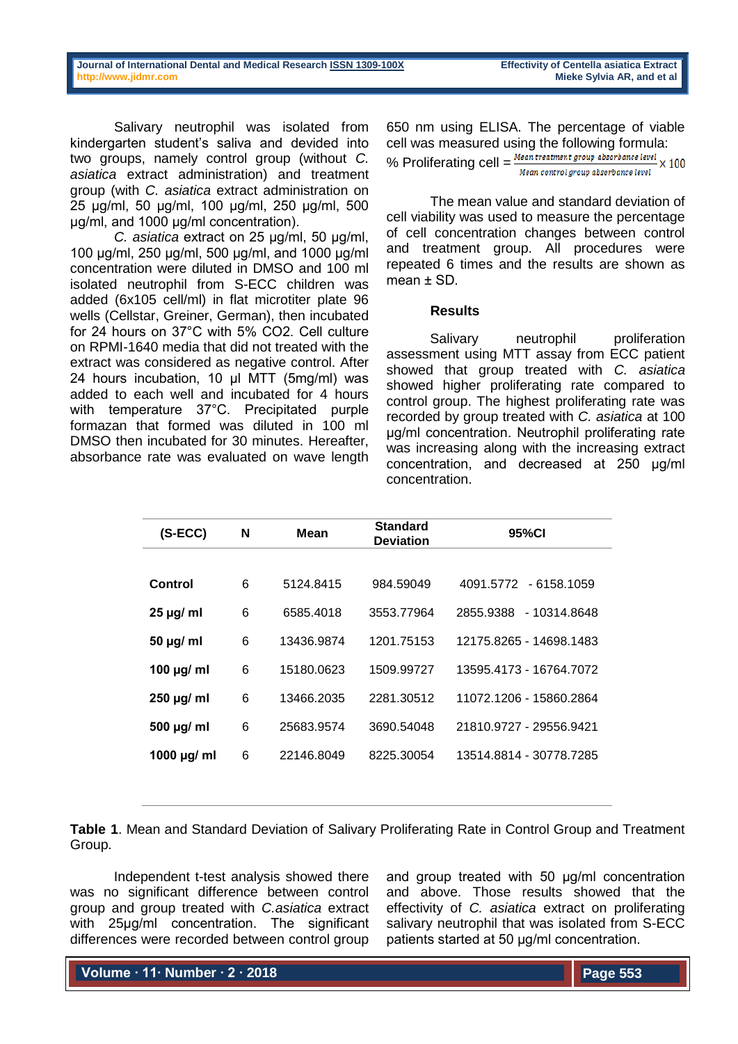Salivary neutrophil was isolated from kindergarten student's saliva and devided into two groups, namely control group (without *C. asiatica* extract administration) and treatment group (with *C. asiatica* extract administration on 25 µg/ml, 50 µg/ml, 100 µg/ml, 250 µg/ml, 500 µg/ml, and 1000 µg/ml concentration).

*C. asiatica* extract on 25 µg/ml, 50 µg/ml, 100 µg/ml, 250 µg/ml, 500 µg/ml, and 1000 µg/ml concentration were diluted in DMSO and 100 ml isolated neutrophil from S-ECC children was added (6x105 cell/ml) in flat microtiter plate 96 wells (Cellstar, Greiner, German), then incubated for 24 hours on 37°C with 5% $CO_2$. Cell culture on RPMI-1640 media that did not treated with the extract was considered as negative control. After 24 hours incubation, 10 µl MTT (5mg/ml) was added to each well and incubated for 4 hours with temperature 37°C. Precipitated purple formazan that formed was diluted in 100 ml DMSO then incubated for 30 minutes. Hereafter, absorbance rate was evaluated on wave length 650 nm using ELISA. The percentage of viable cell was measured using the following formula:

$$\% \text{ Proliferating cell} = \frac{\text{Mean treatment group absorbance level}}{\text{Mean control group absorbance level}} \times 100$$

The mean value and standard deviation of cell viability was used to measure the percentage of cell concentration changes between control and treatment group. All procedures were repeated 6 times and the results are shown as mean ± SD.

## Results

Salivary neutrophil proliferation assessment using MTT assay from ECC patient showed that group treated with *C. asiatica* showed higher proliferating rate compared to control group. The highest proliferating rate was recorded by group treated with *C. asiatica* at 100 µg/ml concentration. Neutrophil proliferating rate was increasing along with the increasing extract concentration, and decreased at 250 µg/ml concentration.

| (S-ECC) | N | Mean | Standard Deviation | 95%CI |
|---|---|---|---|---|
| **Control** | 6 | 5124.8415 | 984.59049 | 4091.5772 - 6158.1059 |
| **25 µg/ ml** | 6 | 6585.4018 | 3553.77964 | 2855.9388 - 10314.8648 |
| **50 µg/ ml** | 6 | 13436.9874 | 1201.75153 | 12175.8265 - 14698.1483 |
| **100 µg/ ml** | 6 | 15180.0623 | 1509.99727 | 13595.4173 - 16764.7072 |
| **250 µg/ ml** | 6 | 13466.2035 | 2281.30512 | 11072.1206 - 15860.2864 |
| **500 µg/ ml** | 6 | 25683.9574 | 3690.54048 | 21810.9727 - 29556.9421 |
| **1000 µg/ ml** | 6 | 22146.8049 | 8225.30054 | 13514.8814 - 30778.7285 |

**Table 1**. Mean and Standard Deviation of Salivary Proliferating Rate in Control Group and Treatment Group.

Independent t-test analysis showed there was no significant difference between control group and group treated with *C.asiatica* extract with 25µg/ml concentration. The significant differences were recorded between control group and group treated with 50 µg/ml concentration and above. Those results showed that the effectivity of *C. asiatica* extract on proliferating salivary neutrophil that was isolated from S-ECC patients started at 50 µg/ml concentration.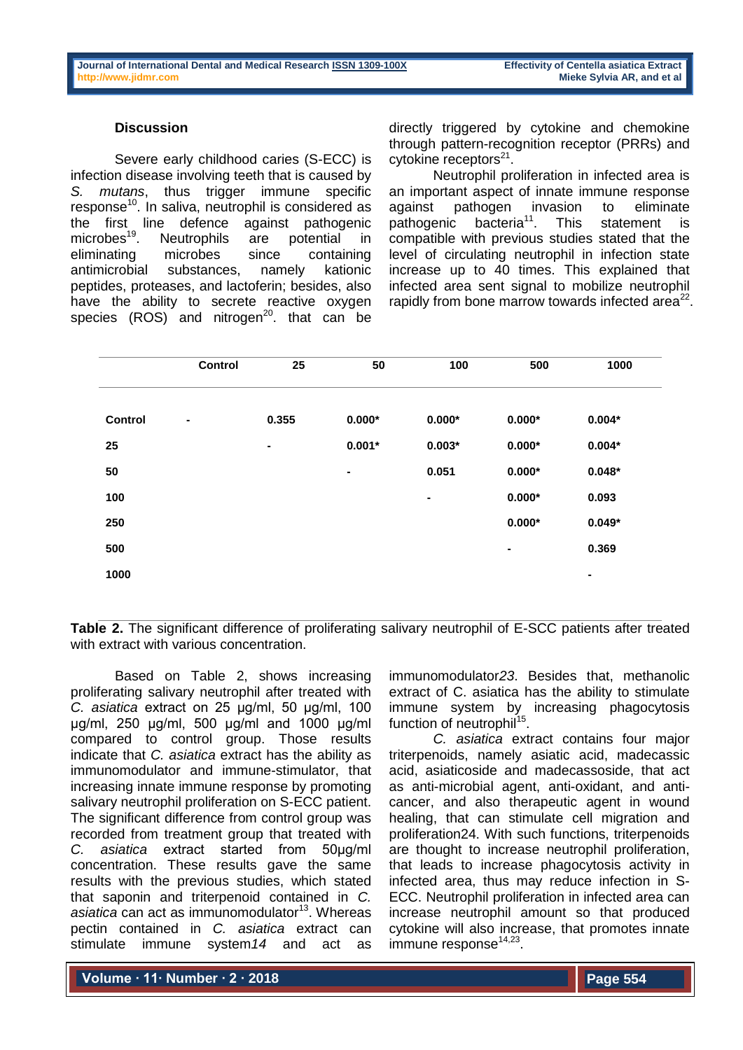## Discussion

Severe early childhood caries (S-ECC) is infection disease involving teeth that is caused by *S. mutans*, thus trigger immune specific response[10]. In saliva, neutrophil is considered as the first line defence against pathogenic microbes[19]. Neutrophils are potential in eliminating microbes since containing antimicrobial substances, namely kationic peptides, proteases, and lactoferin; besides, also have the ability to secrete reactive oxygen species (ROS) and nitrogen[20]. that can be directly triggered by cytokine and chemokine through pattern-recognition receptor (PRRs) and cytokine receptors[21].

Neutrophil proliferation in infected area is an important aspect of innate immune response against pathogen invasion to eliminate pathogenic bacteria[11]. This statement is compatible with previous studies stated that the level of circulating neutrophil in infection state increase up to 40 times. This explained that infected area sent signal to mobilize neutrophil rapidly from bone marrow towards infected area[22].

| | Control | 25 | 50 | 100 | 500 | 1000 |
|---|---|---|---|---|---|---|
| **Control** | **-** | **0.355** | **0.000*** | **0.000*** | **0.000*** | **0.004*** |
| **25** | | **-** | **0.001*** | **0.003*** | **0.000*** | **0.004*** |
| **50** | | | **-** | **0.051** | **0.000*** | **0.048*** |
| **100** | | | | **-** | **0.000*** | **0.093** |
| **250** | | | | | **0.000*** | **0.049*** |
| **500** | | | | | **-** | **0.369** |
| **1000** | | | | | | **-** |

**Table 2.** The significant difference of proliferating salivary neutrophil of E-SCC patients after treated with extract with various concentration.

Based on Table 2, shows increasing proliferating salivary neutrophil after treated with *C. asiatica* extract on 25 µg/ml, 50 µg/ml, 100 µg/ml, 250 µg/ml, 500 µg/ml and 1000 µg/ml compared to control group. Those results indicate that *C. asiatica* extract has the ability as immunomodulator and immune-stimulator, that increasing innate immune response by promoting salivary neutrophil proliferation on S-ECC patient. The significant difference from control group was recorded from treatment group that treated with *C. asiatica* extract started from 50µg/ml concentration. These results gave the same results with the previous studies, which stated that saponin and triterpenoid contained in *C. asiatica* can act as immunomodulator[13]. Whereas pectin contained in *C. asiatica* extract can stimulate immune system*14* and act as immunomodulator*23*. Besides that, methanolic extract of C. asiatica has the ability to stimulate immune system by increasing phagocytosis function of neutrophil[15].

*C. asiatica* extract contains four major triterpenoids, namely asiatic acid, madecassic acid, asiaticoside and madecassoside, that act as anti-microbial agent, anti-oxidant, and anti-cancer, and also therapeutic agent in wound healing, that can stimulate cell migration and proliferation24. With such functions, triterpenoids are thought to increase neutrophil proliferation, that leads to increase phagocytosis activity in infected area, thus may reduce infection in S-ECC. Neutrophil proliferation in infected area can increase neutrophil amount so that produced cytokine will also increase, that promotes innate immune response[14,23].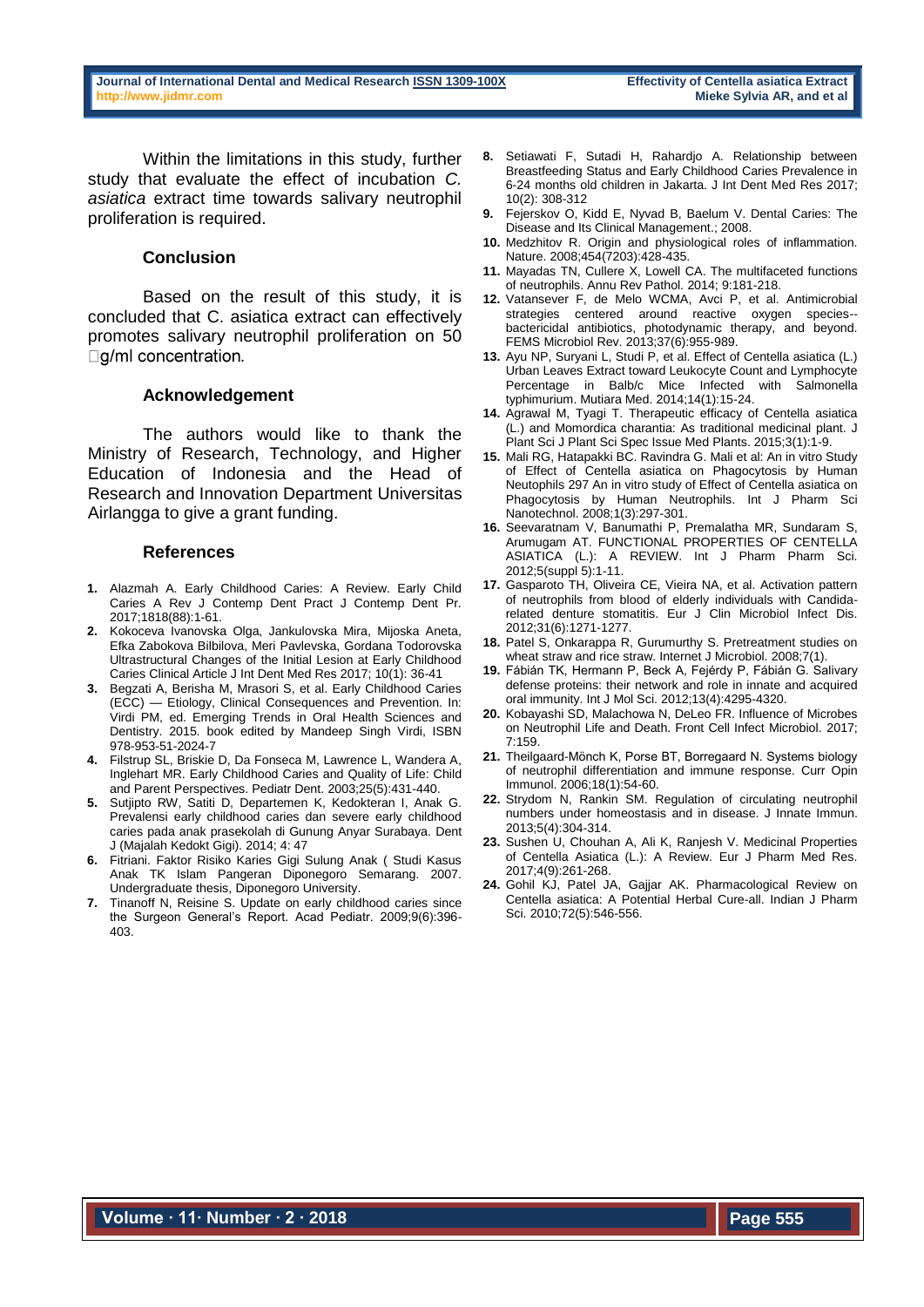Within the limitations in this study, further study that evaluate the effect of incubation *C. asiatica* extract time towards salivary neutrophil proliferation is required.

## Conclusion

Based on the result of this study, it is concluded that C. asiatica extract can effectively promotes salivary neutrophil proliferation on 50 g/ml concentration.

## Acknowledgement

The authors would like to thank the Ministry of Research, Technology, and Higher Education of Indonesia and the Head of Research and Innovation Department Universitas Airlangga to give a grant funding.

## References

1. Alazmah A. Early Childhood Caries: A Review. Early Child Caries A Rev J Contemp Dent Pract J Contemp Dent Pr. 2017;1818(88):1-61.
2. Kokoceva Ivanovska Olga, Jankulovska Mira, Mijoska Aneta, Efka Zabokova Bilbilova, Meri Pavlevska, Gordana Todorovska Ultrastructural Changes of the Initial Lesion at Early Childhood Caries Clinical Article J Int Dent Med Res 2017; 10(1): 36-41
3. Begzati A, Berisha M, Mrasori S, et al. Early Childhood Caries (ECC) — Etiology, Clinical Consequences and Prevention. In: Virdi PM, ed. Emerging Trends in Oral Health Sciences and Dentistry. 2015. book edited by Mandeep Singh Virdi, ISBN 978-953-51-2024-7
4. Filstrup SL, Briskie D, Da Fonseca M, Lawrence L, Wandera A, Inglehart MR. Early Childhood Caries and Quality of Life: Child and Parent Perspectives. Pediatr Dent. 2003;25(5):431-440.
5. Sutjipto RW, Satiti D, Departemen K, Kedokteran I, Anak G. Prevalensi early childhood caries dan severe early childhood caries pada anak prasekolah di Gunung Anyar Surabaya. Dent J (Majalah Kedokt Gigi). 2014; 4: 47
6. Fitriani. Faktor Risiko Karies Gigi Sulung Anak ( Studi Kasus Anak TK Islam Pangeran Diponegoro Semarang. 2007. Undergraduate thesis, Diponegoro University.
7. Tinanoff N, Reisine S. Update on early childhood caries since the Surgeon General's Report. Acad Pediatr. 2009;9(6):396-403.
8. Setiawati F, Sutadi H, Rahardjo A. Relationship between Breastfeeding Status and Early Childhood Caries Prevalence in 6-24 months old children in Jakarta. J Int Dent Med Res 2017; 10(2): 308-312
9. Fejerskov O, Kidd E, Nyvad B, Baelum V. Dental Caries: The Disease and Its Clinical Management.; 2008.
10. Medzhitov R. Origin and physiological roles of inflammation. Nature. 2008;454(7203):428-435.
11. Mayadas TN, Cullere X, Lowell CA. The multifaceted functions of neutrophils. Annu Rev Pathol. 2014; 9:181-218.
12. Vatansever F, de Melo WCMA, Avci P, et al. Antimicrobial strategies centered around reactive oxygen species--bactericidal antibiotics, photodynamic therapy, and beyond. FEMS Microbiol Rev. 2013;37(6):955-989.
13. Ayu NP, Suryani L, Studi P, et al. Effect of Centella asiatica (L.) Urban Leaves Extract toward Leukocyte Count and Lymphocyte Percentage in Balb/c Mice Infected with Salmonella typhimurium. Mutiara Med. 2014;14(1):15-24.
14. Agrawal M, Tyagi T. Therapeutic efficacy of Centella asiatica (L.) and Momordica charantia: As traditional medicinal plant. J Plant Sci J Plant Sci Spec Issue Med Plants. 2015;3(1):1-9.
15. Mali RG, Hatapakki BC. Ravindra G. Mali et al: An in vitro Study of Effect of Centella asiatica on Phagocytosis by Human Neutophils 297 An in vitro study of Effect of Centella asiatica on Phagocytosis by Human Neutrophils. Int J Pharm Sci Nanotechnol. 2008;1(3):297-301.
16. Seevaratnam V, Banumathi P, Premalatha MR, Sundaram S, Arumugam AT. FUNCTIONAL PROPERTIES OF CENTELLA ASIATICA (L.): A REVIEW. Int J Pharm Pharm Sci. 2012;5(suppl 5):1-11.
17. Gasparoto TH, Oliveira CE, Vieira NA, et al. Activation pattern of neutrophils from blood of elderly individuals with Candida-related denture stomatitis. Eur J Clin Microbiol Infect Dis. 2012;31(6):1271-1277.
18. Patel S, Onkarappa R, Gurumurthy S. Pretreatment studies on wheat straw and rice straw. Internet J Microbiol. 2008;7(1).
19. Fábián TK, Hermann P, Beck A, Fejérdy P, Fábián G. Salivary defense proteins: their network and role in innate and acquired oral immunity. Int J Mol Sci. 2012;13(4):4295-4320.
20. Kobayashi SD, Malachowa N, DeLeo FR. Influence of Microbes on Neutrophil Life and Death. Front Cell Infect Microbiol. 2017; 7:159.
21. Theilgaard-Mönch K, Porse BT, Borregaard N. Systems biology of neutrophil differentiation and immune response. Curr Opin Immunol. 2006;18(1):54-60.
22. Strydom N, Rankin SM. Regulation of circulating neutrophil numbers under homeostasis and in disease. J Innate Immun. 2013;5(4):304-314.
23. Sushen U, Chouhan A, Ali K, Ranjesh V. Medicinal Properties of Centella Asiatica (L.): A Review. Eur J Pharm Med Res. 2017;4(9):261-268.
24. Gohil KJ, Patel JA, Gajjar AK. Pharmacological Review on Centella asiatica: A Potential Herbal Cure-all. Indian J Pharm Sci. 2010;72(5):546-556.